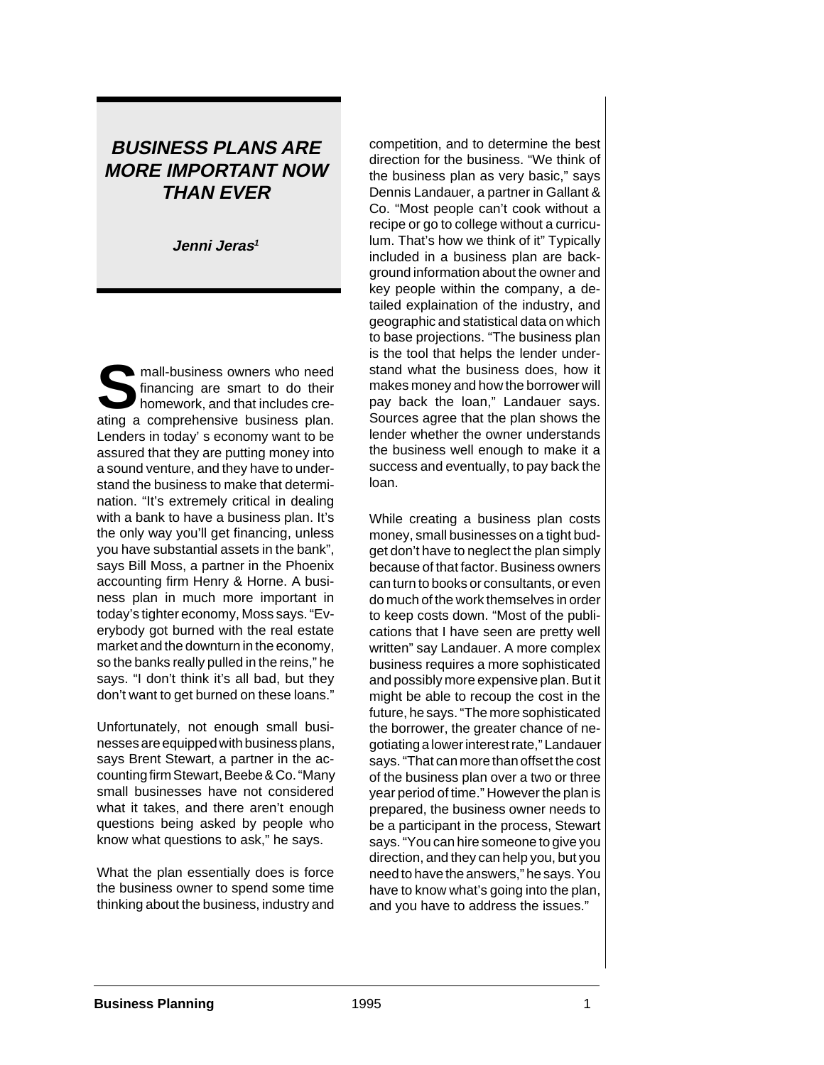# BUSINESS PLANS ARE MORE IMPORTANT NOW THAN EVER

**Jenni Jeras[1]**

Small-business owners who need financing are smart to do their homework, and that includes creating a comprehensive business plan. Lenders in today' s economy want to be assured that they are putting money into a sound venture, and they have to understand the business to make that determination. "It's extremely critical in dealing with a bank to have a business plan. It's the only way you'll get financing, unless you have substantial assets in the bank", says Bill Moss, a partner in the Phoenix accounting firm Henry & Horne. A business plan in much more important in today's tighter economy, Moss says. "Everybody got burned with the real estate market and the downturn in the economy, so the banks really pulled in the reins," he says. "I don't think it's all bad, but they don't want to get burned on these loans."

Unfortunately, not enough small businesses are equipped with business plans, says Brent Stewart, a partner in the accounting firm Stewart, Beebe & Co. "Many small businesses have not considered what it takes, and there aren't enough questions being asked by people who know what questions to ask," he says.

What the plan essentially does is force the business owner to spend some time thinking about the business, industry and competition, and to determine the best direction for the business. "We think of the business plan as very basic," says Dennis Landauer, a partner in Gallant & Co. "Most people can't cook without a recipe or go to college without a curriculum. That's how we think of it" Typically included in a business plan are background information about the owner and key people within the company, a detailed explaination of the industry, and geographic and statistical data on which to base projections. "The business plan is the tool that helps the lender understand what the business does, how it makes money and how the borrower will pay back the loan," Landauer says. Sources agree that the plan shows the lender whether the owner understands the business well enough to make it a success and eventually, to pay back the loan.

While creating a business plan costs money, small businesses on a tight budget don't have to neglect the plan simply because of that factor. Business owners can turn to books or consultants, or even do much of the work themselves in order to keep costs down. "Most of the publications that I have seen are pretty well written" say Landauer. A more complex business requires a more sophisticated and possibly more expensive plan. But it might be able to recoup the cost in the future, he says. "The more sophisticated the borrower, the greater chance of negotiating a lower interest rate," Landauer says. "That can more than offset the cost of the business plan over a two or three year period of time." However the plan is prepared, the business owner needs to be a participant in the process, Stewart says. "You can hire someone to give you direction, and they can help you, but you need to have the answers," he says. You have to know what's going into the plan, and you have to address the issues."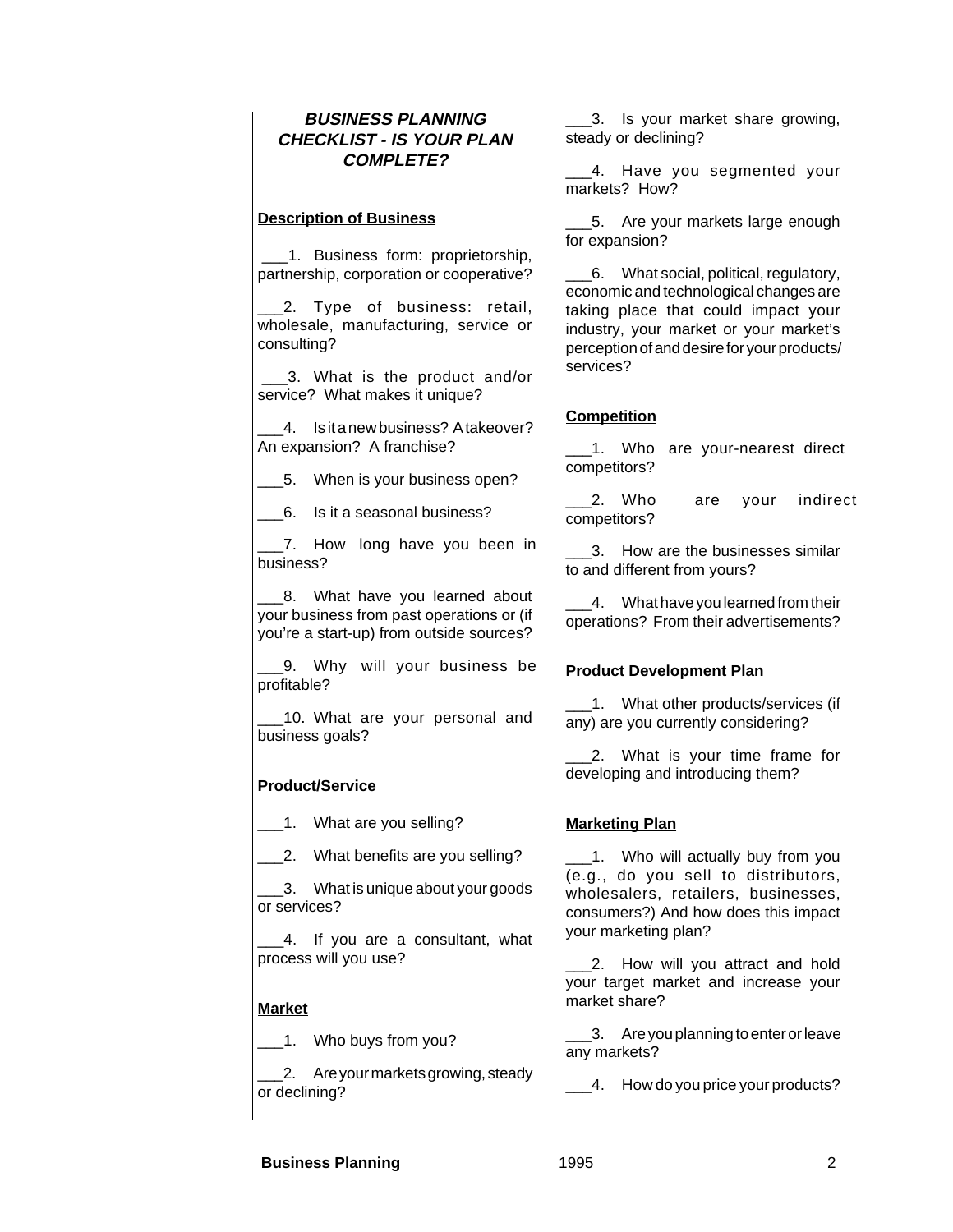## *BUSINESS PLANNING CHECKLIST - IS YOUR PLAN COMPLETE?*

**Description of Business**

___1. Business form: proprietorship, partnership, corporation or cooperative?

___2. Type of business: retail, wholesale, manufacturing, service or consulting?

___3. What is the product and/or service? What makes it unique?

___4. Is it a new business? A takeover? An expansion? A franchise?

___5. When is your business open?

___6. Is it a seasonal business?

___7. How long have you been in business?

___8. What have you learned about your business from past operations or (if you're a start-up) from outside sources?

___9. Why will your business be profitable?

___10. What are your personal and business goals?

**Product/Service**

___1. What are you selling?

___2. What benefits are you selling?

___3. What is unique about your goods or services?

___4. If you are a consultant, what process will you use?

**Market**

___1. Who buys from you?

___2. Are your markets growing, steady or declining?

___3. Is your market share growing, steady or declining?

___4. Have you segmented your markets? How?

___5. Are your markets large enough for expansion?

___6. What social, political, regulatory, economic and technological changes are taking place that could impact your industry, your market or your market's perception of and desire for your products/ services?

**Competition**

___1. Who are your-nearest direct competitors?

___2. Who are your indirect competitors?

___3. How are the businesses similar to and different from yours?

___4. What have you learned from their operations? From their advertisements?

**Product Development Plan**

___1. What other products/services (if any) are you currently considering?

___2. What is your time frame for developing and introducing them?

**Marketing Plan**

___1. Who will actually buy from you (e.g., do you sell to distributors, wholesalers, retailers, businesses, consumers?) And how does this impact your marketing plan?

___2. How will you attract and hold your target market and increase your market share?

___3. Are you planning to enter or leave any markets?

___4. How do you price your products?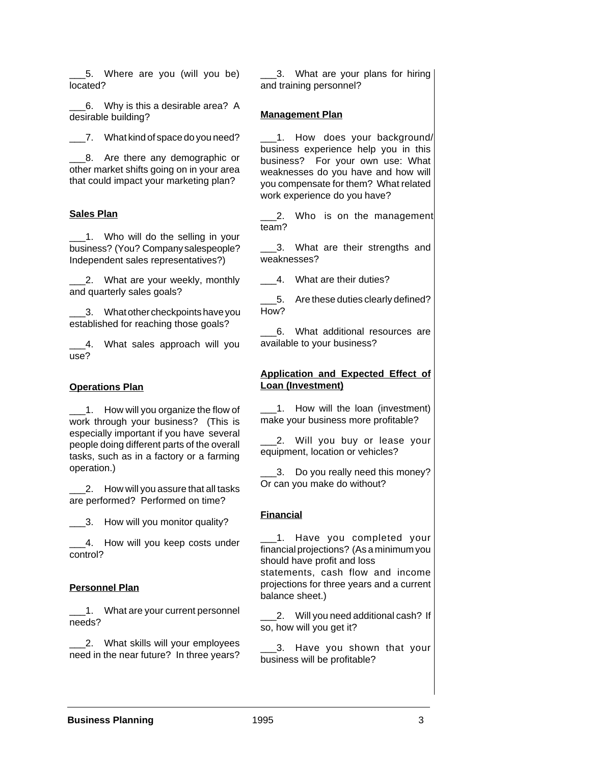___5. Where are you (will you be) located?

___6. Why is this a desirable area? A desirable building?

___7. What kind of space do you need?

___8. Are there any demographic or other market shifts going on in your area that could impact your marketing plan?

**Sales Plan**

___1. Who will do the selling in your business? (You? Company salespeople? Independent sales representatives?)

___2. What are your weekly, monthly and quarterly sales goals?

___3. What other checkpoints have you established for reaching those goals?

___4. What sales approach will you use?

**Operations Plan**

___1. How will you organize the flow of work through your business? (This is especially important if you have several people doing different parts of the overall tasks, such as in a factory or a farming operation.)

___2. How will you assure that all tasks are performed? Performed on time?

___3. How will you monitor quality?

___4. How will you keep costs under control?

**Personnel Plan**

___1. What are your current personnel needs?

___2. What skills will your employees need in the near future? In three years?

___3. What are your plans for hiring and training personnel?

**Management Plan**

___1. How does your background/ business experience help you in this business? For your own use: What weaknesses do you have and how will you compensate for them? What related work experience do you have?

___2. Who is on the management team?

___3. What are their strengths and weaknesses?

___4. What are their duties?

___5. Are these duties clearly defined? How?

___6. What additional resources are available to your business?

**Application and Expected Effect of Loan (Investment)**

___1. How will the loan (investment) make your business more profitable?

___2. Will you buy or lease your equipment, location or vehicles?

___3. Do you really need this money? Or can you make do without?

**Financial**

___1. Have you completed your financial projections? (As a minimum you should have profit and loss statements, cash flow and income projections for three years and a current balance sheet.)

___2. Will you need additional cash? If so, how will you get it?

___3. Have you shown that your business will be profitable?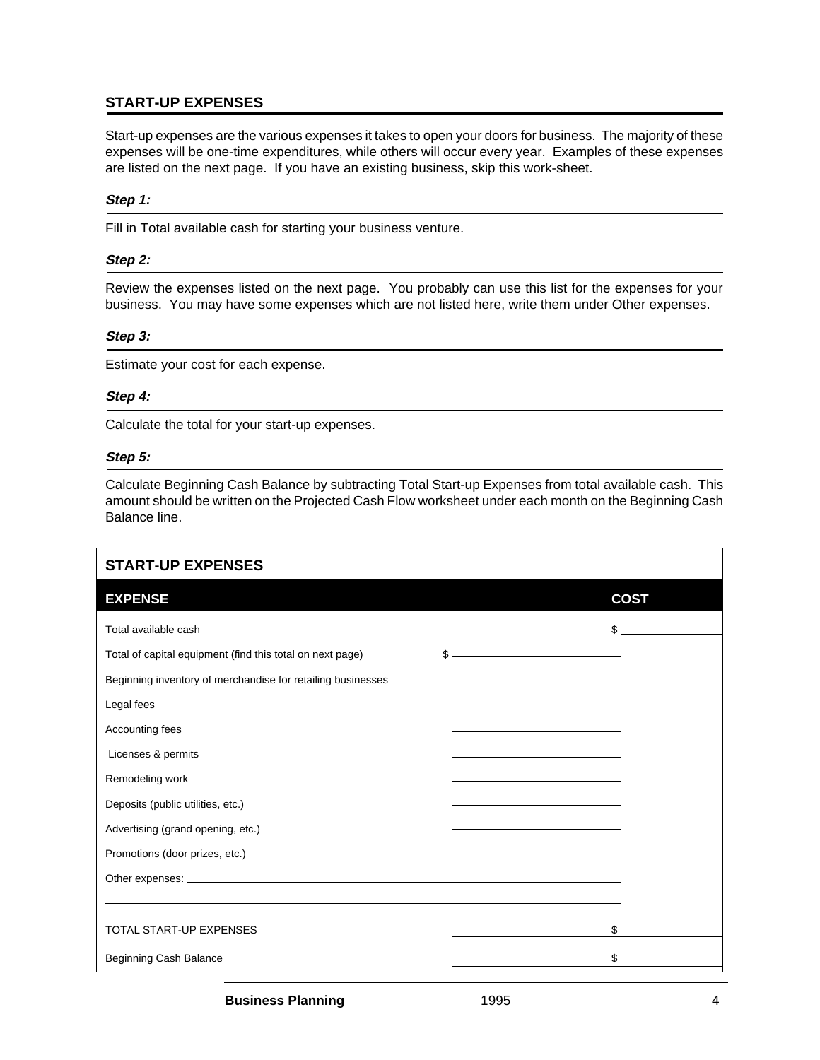## START-UP EXPENSES

Start-up expenses are the various expenses it takes to open your doors for business. The majority of these expenses will be one-time expenditures, while others will occur every year. Examples of these expenses are listed on the next page. If you have an existing business, skip this work-sheet.

### *Step 1:*

Fill in Total available cash for starting your business venture.

### *Step 2:*

Review the expenses listed on the next page. You probably can use this list for the expenses for your business. You may have some expenses which are not listed here, write them under Other expenses.

### *Step 3:*

Estimate your cost for each expense.

### *Step 4:*

Calculate the total for your start-up expenses.

### *Step 5:*

Calculate Beginning Cash Balance by subtracting Total Start-up Expenses from total available cash. This amount should be written on the Projected Cash Flow worksheet under each month on the Beginning Cash Balance line.

**START-UP EXPENSES**

| EXPENSE | | COST |
|---|---|---|
| Total available cash | | $ ________ |
| Total of capital equipment (find this total on next page) | $ ________ | |
| Beginning inventory of merchandise for retailing businesses | ________ | |
| Legal fees | ________ | |
| Accounting fees | ________ | |
| Licenses & permits | ________ | |
| Remodeling work | ________ | |
| Deposits (public utilities, etc.) | ________ | |
| Advertising (grand opening, etc.) | ________ | |
| Promotions (door prizes, etc.) | ________ | |
| Other expenses: ________ | ________ | |
| ________ | ________ | |
| TOTAL START-UP EXPENSES | ________ | $ ________ |
| Beginning Cash Balance | ________ | $ ________ |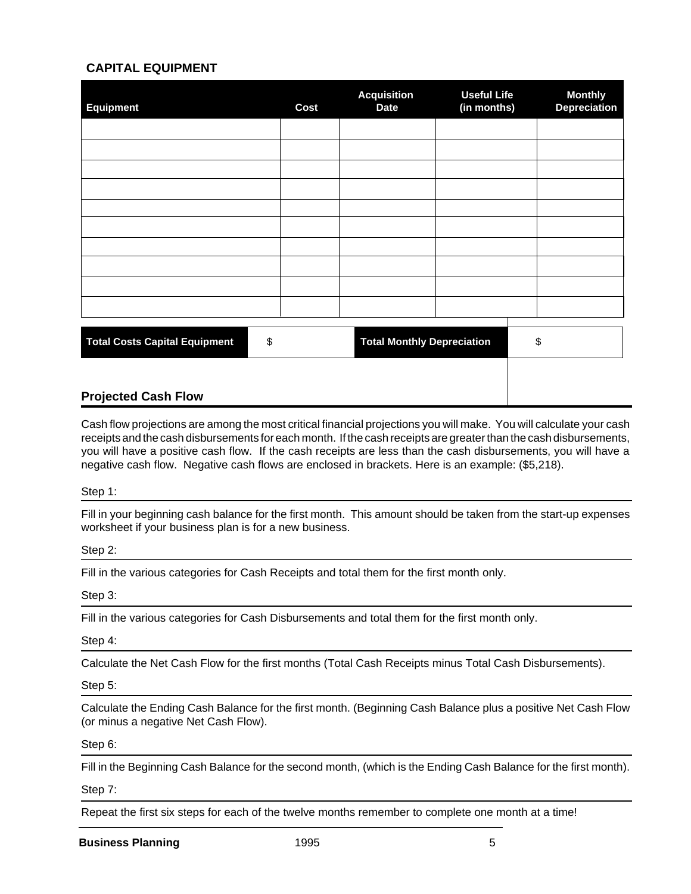## CAPITAL EQUIPMENT

| Equipment | Cost | Acquisition Date | Useful Life (in months) | Monthly Depreciation |
|---|---|---|---|---|
| | | | | |
| | | | | |
| | | | | |
| | | | | |
| | | | | |
| | | | | |
| | | | | |
| | | | | |
| | | | | |
| | | | | |

| Total Costs Capital Equipment | $ | Total Monthly Depreciation | $ |
|---|---|---|---|

## Projected Cash Flow

Cash flow projections are among the most critical financial projections you will make. You will calculate your cash receipts and the cash disbursements for each month. If the cash receipts are greater than the cash disbursements, you will have a positive cash flow. If the cash receipts are less than the cash disbursements, you will have a negative cash flow. Negative cash flows are enclosed in brackets. Here is an example: ($5,218).

Step 1:

Fill in your beginning cash balance for the first month. This amount should be taken from the start-up expenses worksheet if your business plan is for a new business.

Step 2:

Fill in the various categories for Cash Receipts and total them for the first month only.

Step 3:

Fill in the various categories for Cash Disbursements and total them for the first month only.

Step 4:

Calculate the Net Cash Flow for the first months (Total Cash Receipts minus Total Cash Disbursements).

Step 5:

Calculate the Ending Cash Balance for the first month. (Beginning Cash Balance plus a positive Net Cash Flow (or minus a negative Net Cash Flow).

Step 6:

Fill in the Beginning Cash Balance for the second month, (which is the Ending Cash Balance for the first month).

Step 7:

Repeat the first six steps for each of the twelve months remember to complete one month at a time!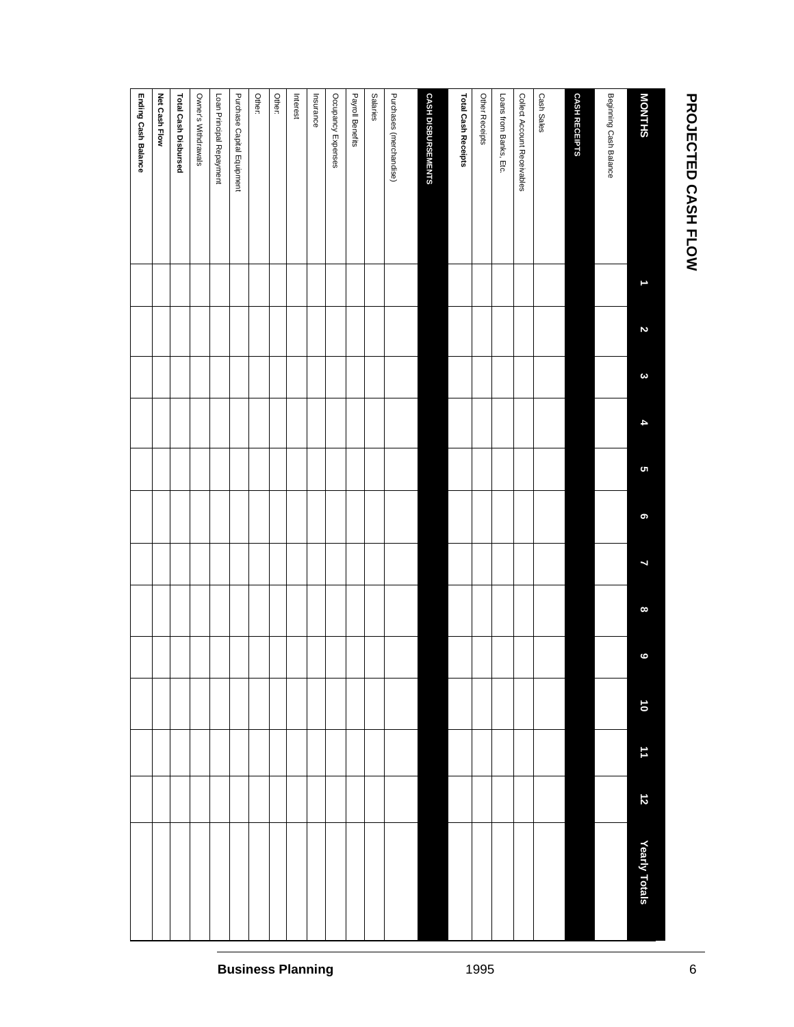# PROJECTED CASH FLOW

| MONTHS | 1 | 2 | 3 | 4 | 5 | 6 | 7 | 8 | 9 | 10 | 11 | 12 | Yearly Totals |
|---|---|---|---|---|---|---|---|---|---|---|---|---|---|
| Beginning Cash Balance | | | | | | | | | | | | | |
| **CASH RECEIPTS** | | | | | | | | | | | | | |
| Cash Sales | | | | | | | | | | | | | |
| Collect Account Receivables | | | | | | | | | | | | | |
| Loans from Banks, Etc. | | | | | | | | | | | | | |
| Other Receipts | | | | | | | | | | | | | |
| **Total Cash Receipts** | | | | | | | | | | | | | |
| **CASH DISBURSEMENTS** | | | | | | | | | | | | | |
| Purchases (merchandise) | | | | | | | | | | | | | |
| Salaries | | | | | | | | | | | | | |
| Payroll Benefits | | | | | | | | | | | | | |
| Occupancy Expenses | | | | | | | | | | | | | |
| Insurance | | | | | | | | | | | | | |
| Interest | | | | | | | | | | | | | |
| Other: | | | | | | | | | | | | | |
| Other: | | | | | | | | | | | | | |
| Purchase Capital Equipment | | | | | | | | | | | | | |
| Loan Principal Repayment | | | | | | | | | | | | | |
| Owner's Withdrawals | | | | | | | | | | | | | |
| **Total Cash Disbursed** | | | | | | | | | | | | | |
| **Net Cash Flow** | | | | | | | | | | | | | |
| **Ending Cash Balance** | | | | | | | | | | | | | |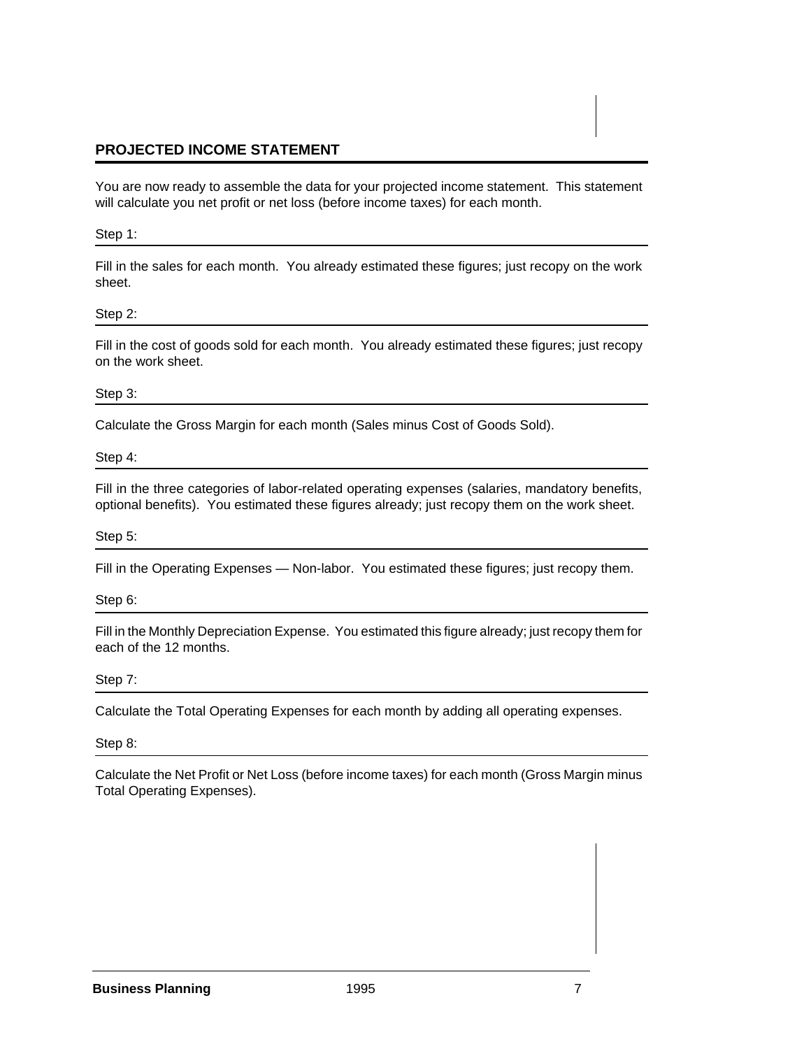## PROJECTED INCOME STATEMENT

You are now ready to assemble the data for your projected income statement. This statement will calculate you net profit or net loss (before income taxes) for each month.

Step 1:

Fill in the sales for each month. You already estimated these figures; just recopy on the work sheet.

Step 2:

Fill in the cost of goods sold for each month. You already estimated these figures; just recopy on the work sheet.

Step 3:

Calculate the Gross Margin for each month (Sales minus Cost of Goods Sold).

Step 4:

Fill in the three categories of labor-related operating expenses (salaries, mandatory benefits, optional benefits). You estimated these figures already; just recopy them on the work sheet.

Step 5:

Fill in the Operating Expenses — Non-labor. You estimated these figures; just recopy them.

Step 6:

Fill in the Monthly Depreciation Expense. You estimated this figure already; just recopy them for each of the 12 months.

Step 7:

Calculate the Total Operating Expenses for each month by adding all operating expenses.

Step 8:

Calculate the Net Profit or Net Loss (before income taxes) for each month (Gross Margin minus Total Operating Expenses).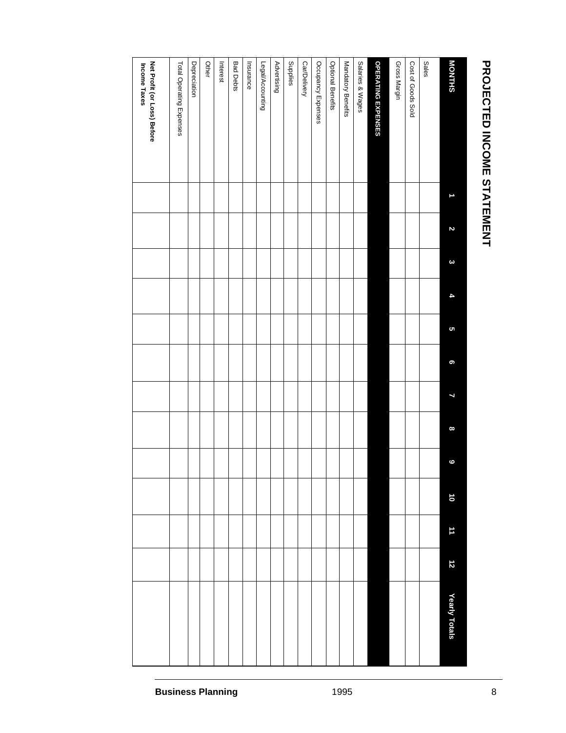# PROJECTED INCOME STATEMENT

| MONTHS | 1 | 2 | 3 | 4 | 5 | 6 | 7 | 8 | 9 | 10 | 11 | 12 | Yearly Totals |
|---|---|---|---|---|---|---|---|---|---|---|---|---|---|
| Sales | | | | | | | | | | | | | |
| Cost of Goods Sold | | | | | | | | | | | | | |
| Gross Margin | | | | | | | | | | | | | |
| **OPERATING EXPENSES** | | | | | | | | | | | | | |
| Salaries & Wages | | | | | | | | | | | | | |
| Mandatory Benefits | | | | | | | | | | | | | |
| Optional Benefits | | | | | | | | | | | | | |
| Occupancy Expenses | | | | | | | | | | | | | |
| Car/Delivery | | | | | | | | | | | | | |
| Supplies | | | | | | | | | | | | | |
| Advertising | | | | | | | | | | | | | |
| Legal/Accounting | | | | | | | | | | | | | |
| Insurance | | | | | | | | | | | | | |
| Bad Debts | | | | | | | | | | | | | |
| Interest | | | | | | | | | | | | | |
| Other | | | | | | | | | | | | | |
| Depreciation | | | | | | | | | | | | | |
| Total Operating Expenses | | | | | | | | | | | | | |
| **Net Profit (or Loss) Before Income Taxes** | | | | | | | | | | | | | |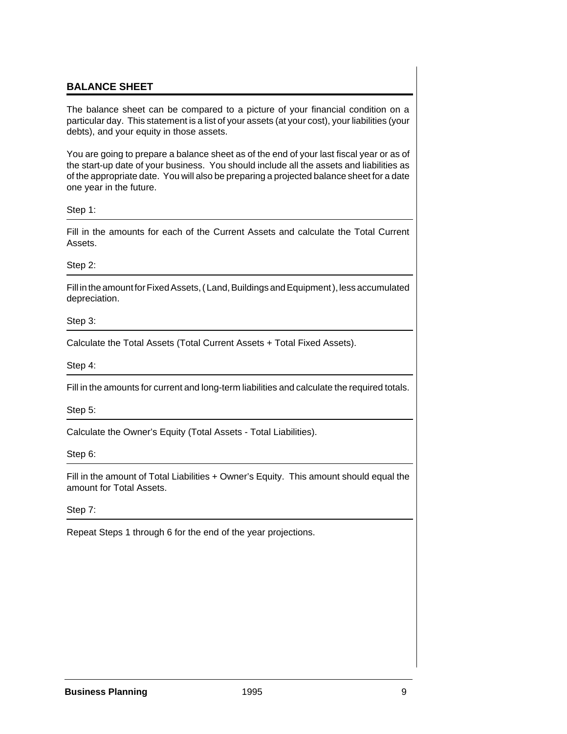## BALANCE SHEET

The balance sheet can be compared to a picture of your financial condition on a particular day. This statement is a list of your assets (at your cost), your liabilities (your debts), and your equity in those assets.

You are going to prepare a balance sheet as of the end of your last fiscal year or as of the start-up date of your business. You should include all the assets and liabilities as of the appropriate date. You will also be preparing a projected balance sheet for a date one year in the future.

Step 1:

Fill in the amounts for each of the Current Assets and calculate the Total Current Assets.

Step 2:

Fill in the amount for Fixed Assets, ( Land, Buildings and Equipment ), less accumulated depreciation.

Step 3:

Calculate the Total Assets (Total Current Assets + Total Fixed Assets).

Step 4:

Fill in the amounts for current and long-term liabilities and calculate the required totals.

Step 5:

Calculate the Owner's Equity (Total Assets - Total Liabilities).

Step 6:

Fill in the amount of Total Liabilities + Owner's Equity. This amount should equal the amount for Total Assets.

Step 7:

Repeat Steps 1 through 6 for the end of the year projections.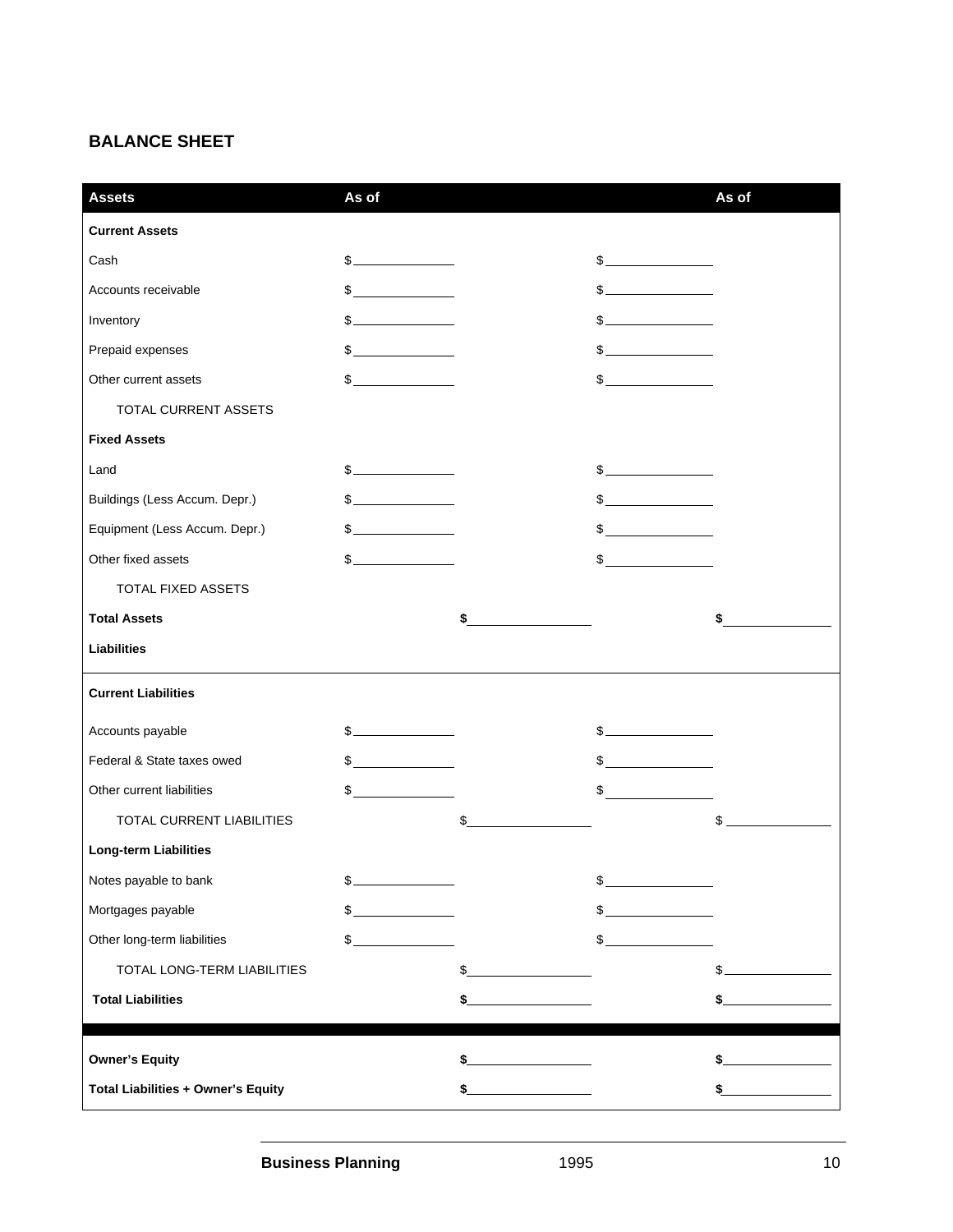## BALANCE SHEET

| Assets | As of | | | As of |
|---|---|---|---|---|
| **Current Assets** | | | | |
| Cash | $ | | $ | |
| Accounts receivable | $ | | $ | |
| Inventory | $ | | $ | |
| Prepaid expenses | $ | | $ | |
| Other current assets | $ | | $ | |
| TOTAL CURRENT ASSETS | | | | |
| **Fixed Assets** | | | | |
| Land | $ | | $ | |
| Buildings (Less Accum. Depr.) | $ | | $ | |
| Equipment (Less Accum. Depr.) | $ | | $ | |
| Other fixed assets | $ | | $ | |
| TOTAL FIXED ASSETS | | | | |
| **Total Assets** | | **$** | | **$** |
| **Liabilities** | | | | |
| **Current Liabilities** | | | | |
| Accounts payable | $ | | $ | |
| Federal & State taxes owed | $ | | $ | |
| Other current liabilities | $ | | $ | |
| TOTAL CURRENT LIABILITIES | | $ | | $ |
| **Long-term Liabilities** | | | | |
| Notes payable to bank | $ | | $ | |
| Mortgages payable | $ | | $ | |
| Other long-term liabilities | $ | | $ | |
| TOTAL LONG-TERM LIABILITIES | | $ | | $ |
| **Total Liabilities** | | **$** | | **$** |
| **Owner's Equity** | | **$** | | **$** |
| **Total Liabilities + Owner's Equity** | | **$** | | **$** |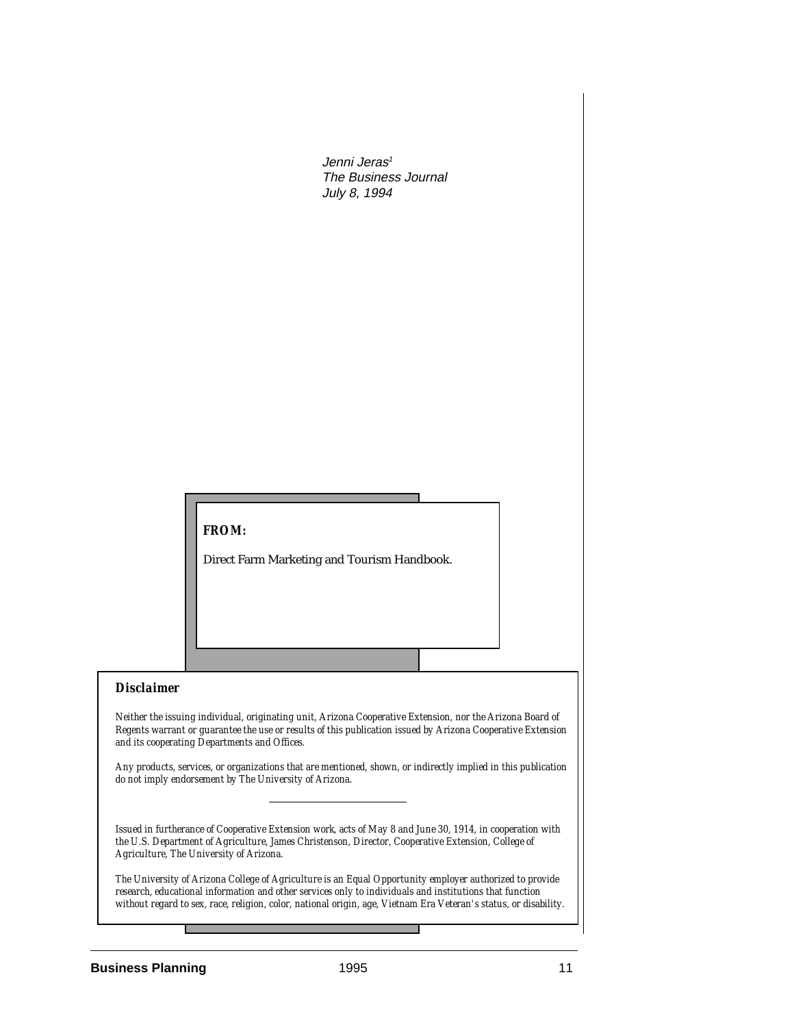*Jenni Jeras[1]*
*The Business Journal*
*July 8, 1994*

**FROM:**

Direct Farm Marketing and Tourism Handbook.

***Disclaimer***

*Neither the issuing individual, originating unit, Arizona Cooperative Extension, nor the Arizona Board of Regents warrant or guarantee the use or results of this publication issued by Arizona Cooperative Extension and its cooperating Departments and Offices.*

*Any products, services, or organizations that are mentioned, shown, or indirectly implied in this publication do not imply endorsement by The University of Arizona.*

---

*Issued in furtherance of Cooperative Extension work, acts of May 8 and June 30, 1914, in cooperation with the U.S. Department of Agriculture, James Christenson, Director, Cooperative Extension, College of Agriculture, The University of Arizona.*

*The University of Arizona College of Agriculture is an Equal Opportunity employer authorized to provide research, educational information and other services only to individuals and institutions that function without regard to sex, race, religion, color, national origin, age, Vietnam Era Veteran's status, or disability.*